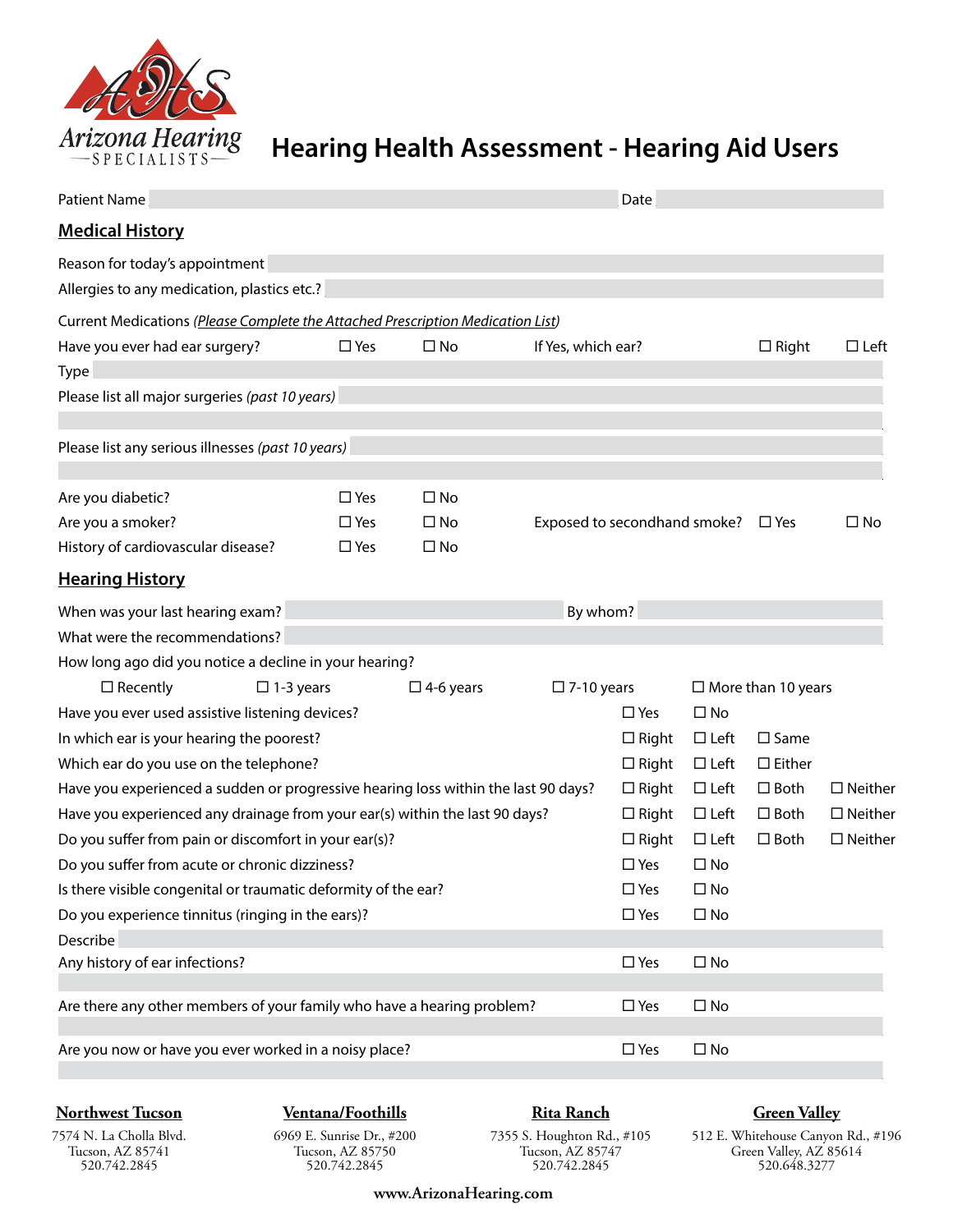Arizona Hearing SPECIALISTS

# Hearing Health Assessment - Hearing Aid Users

Patient Name ______________________ Date ______________

## Medical History

Reason for today's appointment ______________________

Allergies to any medication, plastics etc.? ______________________

Current Medications *(Please Complete the Attached Prescription Medication List)*

Have you ever had ear surgery? ☐ Yes ☐ No If Yes, which ear? ☐ Right ☐ Left

Type ______________________

Please list all major surgeries *(past 10 years)* ______________________

Please list any serious illnesses *(past 10 years)* ______________________

Are you diabetic? ☐ Yes ☐ No

Are you a smoker? ☐ Yes ☐ No Exposed to secondhand smoke? ☐ Yes ☐ No

History of cardiovascular disease? ☐ Yes ☐ No

## Hearing History

When was your last hearing exam? ______________ By whom? ______________

What were the recommendations? ______________________

How long ago did you notice a decline in your hearing?

☐ Recently ☐ 1-3 years ☐ 4-6 years ☐ 7-10 years ☐ More than 10 years

Have you ever used assistive listening devices? ☐ Yes ☐ No

In which ear is your hearing the poorest? ☐ Right ☐ Left ☐ Same

Which ear do you use on the telephone? ☐ Right ☐ Left ☐ Either

Have you experienced a sudden or progressive hearing loss within the last 90 days? ☐ Right ☐ Left ☐ Both ☐ Neither

Have you experienced any drainage from your ear(s) within the last 90 days? ☐ Right ☐ Left ☐ Both ☐ Neither

Do you suffer from pain or discomfort in your ear(s)? ☐ Right ☐ Left ☐ Both ☐ Neither

Do you suffer from acute or chronic dizziness? ☐ Yes ☐ No

Is there visible congenital or traumatic deformity of the ear? ☐ Yes ☐ No

Do you experience tinnitus (ringing in the ears)? ☐ Yes ☐ No

Describe ______________________

Any history of ear infections? ☐ Yes ☐ No

Are there any other members of your family who have a hearing problem? ☐ Yes ☐ No

Are you now or have you ever worked in a noisy place? ☐ Yes ☐ No

| Northwest Tucson | Ventana/Foothills | Rita Ranch | Green Valley |
|---|---|---|---|
| 7574 N. La Cholla Blvd. | 6969 E. Sunrise Dr., #200 | 7355 S. Houghton Rd., #105 | 512 E. Whitehouse Canyon Rd., #196 |
| Tucson, AZ 85741 | Tucson, AZ 85750 | Tucson, AZ 85747 | Green Valley, AZ 85614 |
| 520.742.2845 | 520.742.2845 | 520.742.2845 | 520.648.3277 |

www.ArizonaHearing.com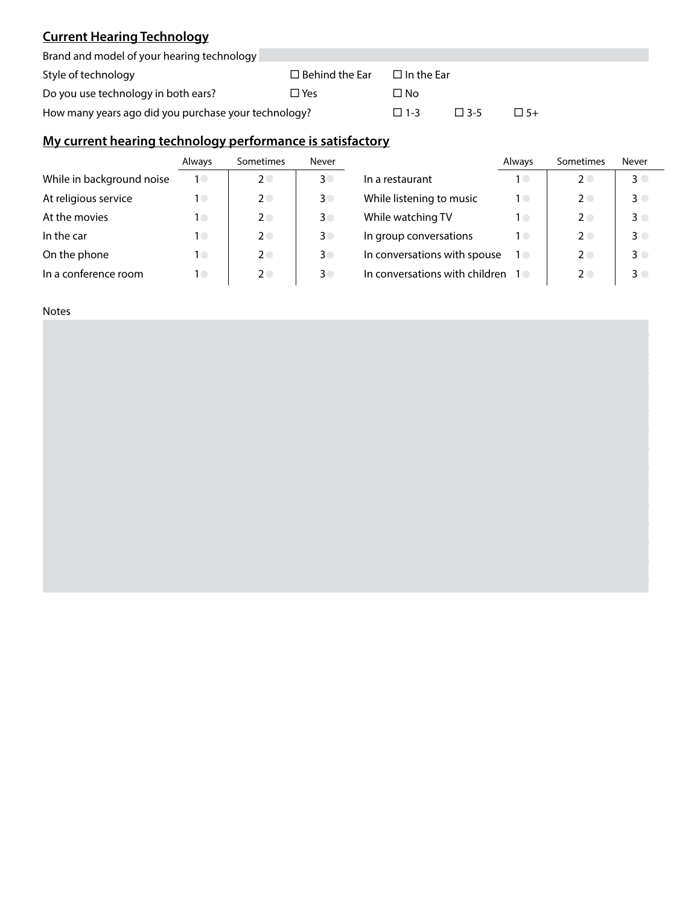## Current Hearing Technology

Brand and model of your hearing technology

| | | | | |
|---|---|---|---|---|
| Style of technology | ☐ Behind the Ear | ☐ In the Ear | | |
| Do you use technology in both ears? | ☐ Yes | ☐ No | | |
| How many years ago did you purchase your technology? | | ☐ 1-3 | ☐ 3-5 | ☐ 5+ |

## My current hearing technology performance is satisfactory

| | Always | Sometimes | Never | | Always | Sometimes | Never |
|---|---|---|---|---|---|---|---|
| While in background noise | 1 | 2 | 3 | In a restaurant | 1 | 2 | 3 |
| At religious service | 1 | 2 | 3 | While listening to music | 1 | 2 | 3 |
| At the movies | 1 | 2 | 3 | While watching TV | 1 | 2 | 3 |
| In the car | 1 | 2 | 3 | In group conversations | 1 | 2 | 3 |
| On the phone | 1 | 2 | 3 | In conversations with spouse | 1 | 2 | 3 |
| In a conference room | 1 | 2 | 3 | In conversations with children | 1 | 2 | 3 |

Notes